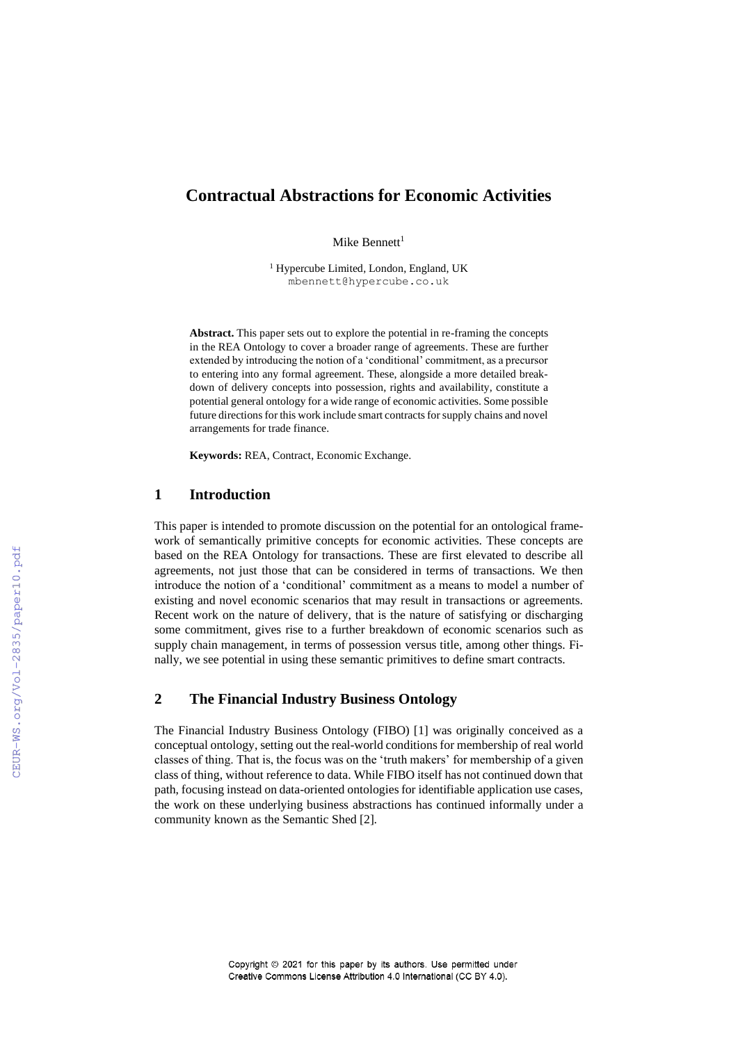# Contractual Abstractions for Economic Activities

Mike Bennett[1]

[1] Hypercube Limited, London, England, UK
mbennett@hypercube.co.uk

**Abstract.** This paper sets out to explore the potential in re-framing the concepts in the REA Ontology to cover a broader range of agreements. These are further extended by introducing the notion of a 'conditional' commitment, as a precursor to entering into any formal agreement. These, alongside a more detailed breakdown of delivery concepts into possession, rights and availability, constitute a potential general ontology for a wide range of economic activities. Some possible future directions for this work include smart contracts for supply chains and novel arrangements for trade finance.

**Keywords:** REA, Contract, Economic Exchange.

## 1 Introduction

This paper is intended to promote discussion on the potential for an ontological framework of semantically primitive concepts for economic activities. These concepts are based on the REA Ontology for transactions. These are first elevated to describe all agreements, not just those that can be considered in terms of transactions. We then introduce the notion of a 'conditional' commitment as a means to model a number of existing and novel economic scenarios that may result in transactions or agreements. Recent work on the nature of delivery, that is the nature of satisfying or discharging some commitment, gives rise to a further breakdown of economic scenarios such as supply chain management, in terms of possession versus title, among other things. Finally, we see potential in using these semantic primitives to define smart contracts.

## 2 The Financial Industry Business Ontology

The Financial Industry Business Ontology (FIBO) [1] was originally conceived as a conceptual ontology, setting out the real-world conditions for membership of real world classes of thing. That is, the focus was on the 'truth makers' for membership of a given class of thing, without reference to data. While FIBO itself has not continued down that path, focusing instead on data-oriented ontologies for identifiable application use cases, the work on these underlying business abstractions has continued informally under a community known as the Semantic Shed [2].

Copyright © 2021 for this paper by its authors. Use permitted under Creative Commons License Attribution 4.0 International (CC BY 4.0).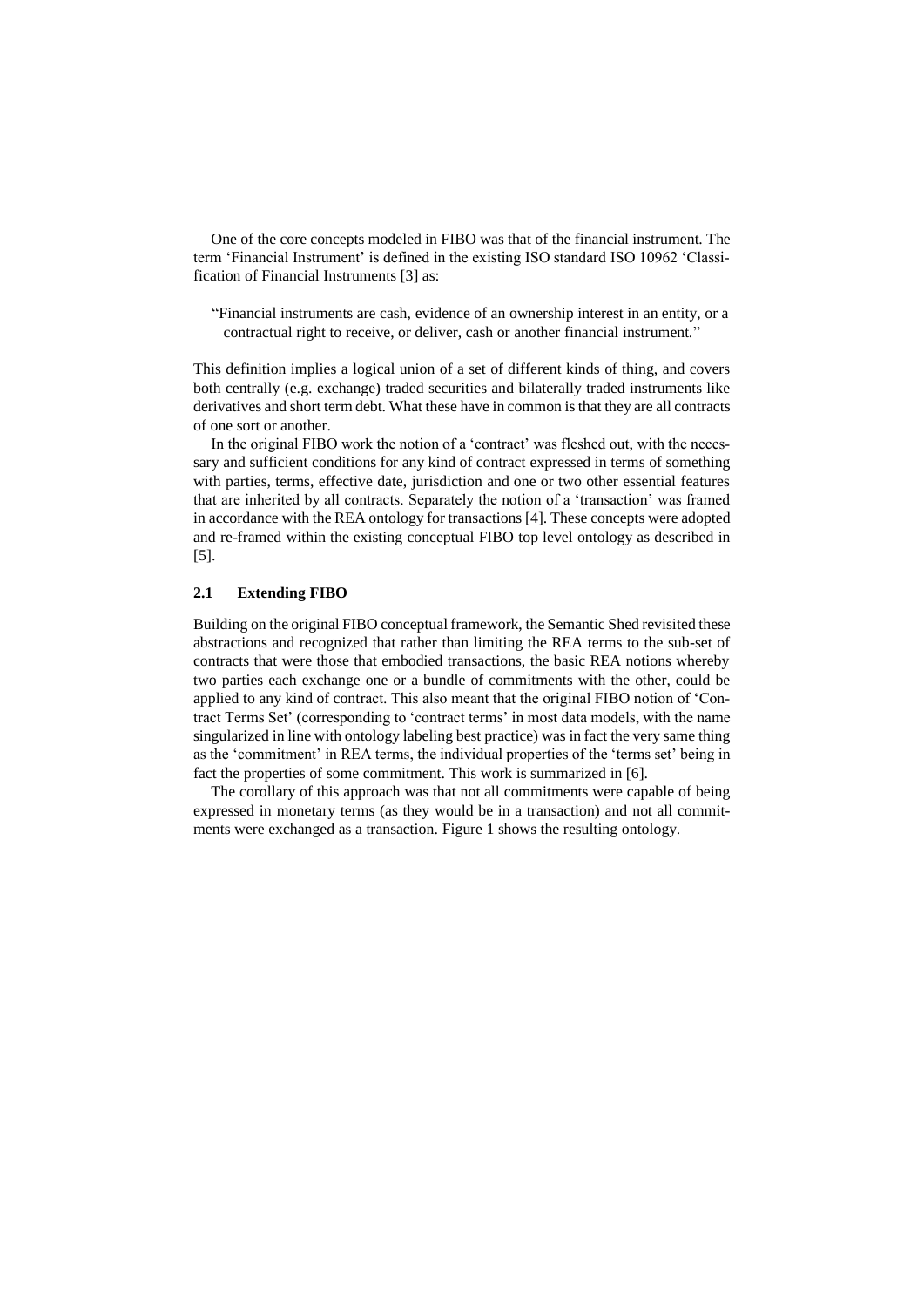One of the core concepts modeled in FIBO was that of the financial instrument. The term 'Financial Instrument' is defined in the existing ISO standard ISO 10962 'Classification of Financial Instruments [3] as:

> "Financial instruments are cash, evidence of an ownership interest in an entity, or a contractual right to receive, or deliver, cash or another financial instrument."

This definition implies a logical union of a set of different kinds of thing, and covers both centrally (e.g. exchange) traded securities and bilaterally traded instruments like derivatives and short term debt. What these have in common is that they are all contracts of one sort or another.

In the original FIBO work the notion of a 'contract' was fleshed out, with the necessary and sufficient conditions for any kind of contract expressed in terms of something with parties, terms, effective date, jurisdiction and one or two other essential features that are inherited by all contracts. Separately the notion of a 'transaction' was framed in accordance with the REA ontology for transactions [4]. These concepts were adopted and re-framed within the existing conceptual FIBO top level ontology as described in [5].

### 2.1 Extending FIBO

Building on the original FIBO conceptual framework, the Semantic Shed revisited these abstractions and recognized that rather than limiting the REA terms to the sub-set of contracts that were those that embodied transactions, the basic REA notions whereby two parties each exchange one or a bundle of commitments with the other, could be applied to any kind of contract. This also meant that the original FIBO notion of 'Contract Terms Set' (corresponding to 'contract terms' in most data models, with the name singularized in line with ontology labeling best practice) was in fact the very same thing as the 'commitment' in REA terms, the individual properties of the 'terms set' being in fact the properties of some commitment. This work is summarized in [6].

The corollary of this approach was that not all commitments were capable of being expressed in monetary terms (as they would be in a transaction) and not all commitments were exchanged as a transaction. Figure 1 shows the resulting ontology.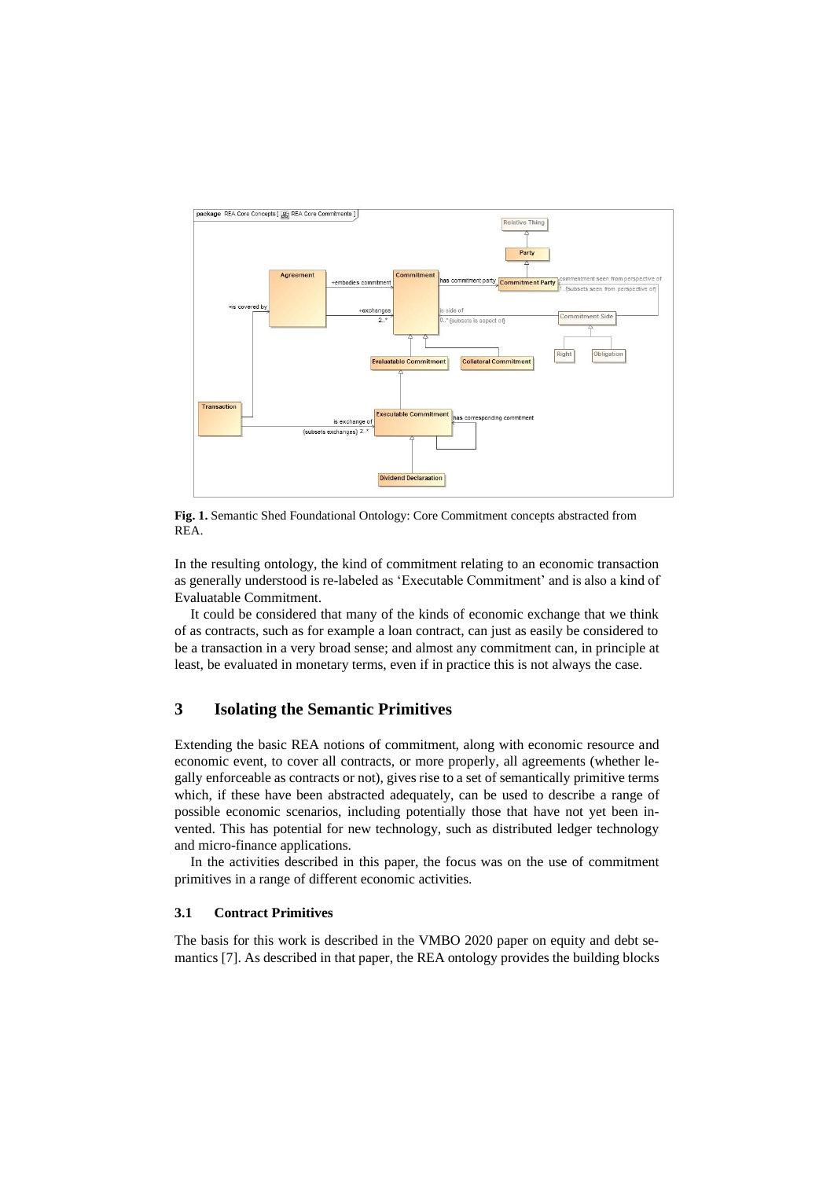**Fig. 1.** Semantic Shed Foundational Ontology: Core Commitment concepts abstracted from REA.

In the resulting ontology, the kind of commitment relating to an economic transaction as generally understood is re-labeled as 'Executable Commitment' and is also a kind of Evaluatable Commitment.

It could be considered that many of the kinds of economic exchange that we think of as contracts, such as for example a loan contract, can just as easily be considered to be a transaction in a very broad sense; and almost any commitment can, in principle at least, be evaluated in monetary terms, even if in practice this is not always the case.

## 3 Isolating the Semantic Primitives

Extending the basic REA notions of commitment, along with economic resource and economic event, to cover all contracts, or more properly, all agreements (whether legally enforceable as contracts or not), gives rise to a set of semantically primitive terms which, if these have been abstracted adequately, can be used to describe a range of possible economic scenarios, including potentially those that have not yet been invented. This has potential for new technology, such as distributed ledger technology and micro-finance applications.

In the activities described in this paper, the focus was on the use of commitment primitives in a range of different economic activities.

### 3.1 Contract Primitives

The basis for this work is described in the VMBO 2020 paper on equity and debt semantics [7]. As described in that paper, the REA ontology provides the building blocks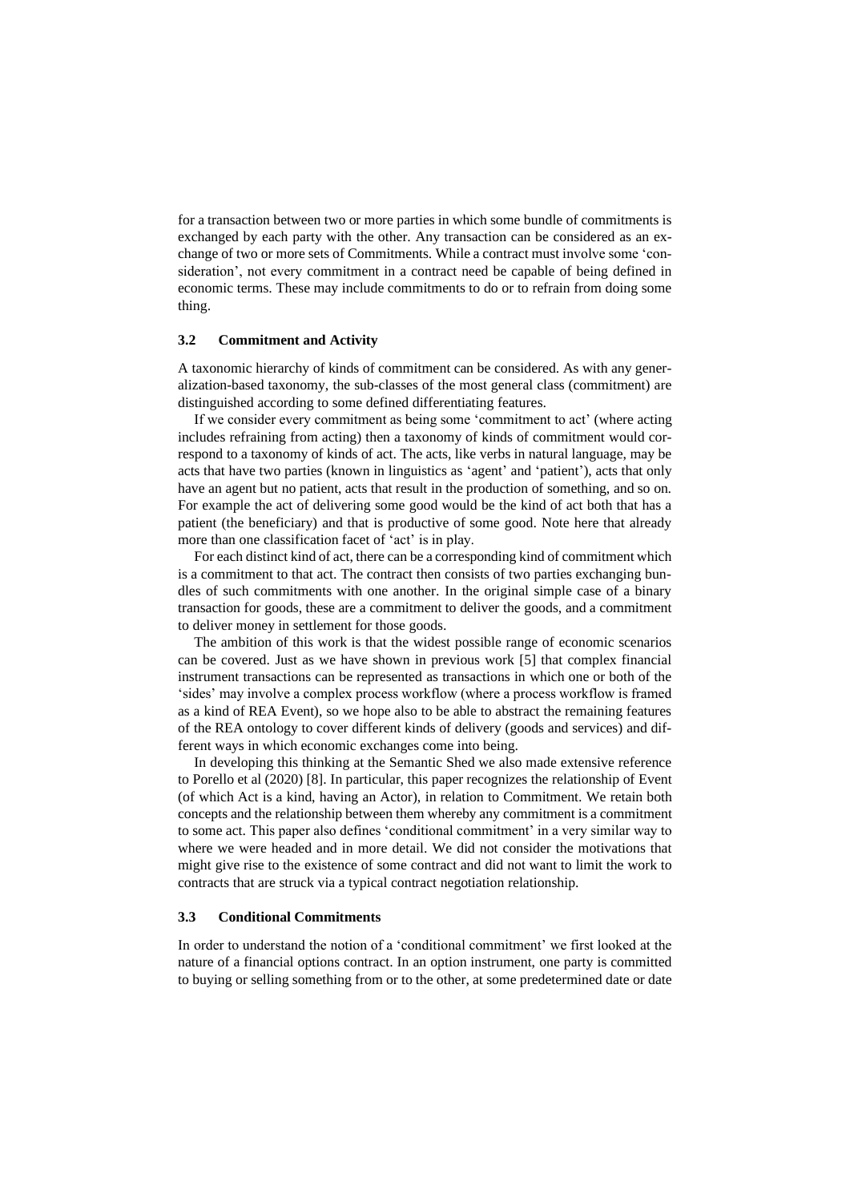for a transaction between two or more parties in which some bundle of commitments is exchanged by each party with the other. Any transaction can be considered as an exchange of two or more sets of Commitments. While a contract must involve some 'consideration', not every commitment in a contract need be capable of being defined in economic terms. These may include commitments to do or to refrain from doing some thing.

### 3.2 Commitment and Activity

A taxonomic hierarchy of kinds of commitment can be considered. As with any generalization-based taxonomy, the sub-classes of the most general class (commitment) are distinguished according to some defined differentiating features.

If we consider every commitment as being some 'commitment to act' (where acting includes refraining from acting) then a taxonomy of kinds of commitment would correspond to a taxonomy of kinds of act. The acts, like verbs in natural language, may be acts that have two parties (known in linguistics as 'agent' and 'patient'), acts that only have an agent but no patient, acts that result in the production of something, and so on. For example the act of delivering some good would be the kind of act both that has a patient (the beneficiary) and that is productive of some good. Note here that already more than one classification facet of 'act' is in play.

For each distinct kind of act, there can be a corresponding kind of commitment which is a commitment to that act. The contract then consists of two parties exchanging bundles of such commitments with one another. In the original simple case of a binary transaction for goods, these are a commitment to deliver the goods, and a commitment to deliver money in settlement for those goods.

The ambition of this work is that the widest possible range of economic scenarios can be covered. Just as we have shown in previous work [5] that complex financial instrument transactions can be represented as transactions in which one or both of the 'sides' may involve a complex process workflow (where a process workflow is framed as a kind of REA Event), so we hope also to be able to abstract the remaining features of the REA ontology to cover different kinds of delivery (goods and services) and different ways in which economic exchanges come into being.

In developing this thinking at the Semantic Shed we also made extensive reference to Porello et al (2020) [8]. In particular, this paper recognizes the relationship of Event (of which Act is a kind, having an Actor), in relation to Commitment. We retain both concepts and the relationship between them whereby any commitment is a commitment to some act. This paper also defines 'conditional commitment' in a very similar way to where we were headed and in more detail. We did not consider the motivations that might give rise to the existence of some contract and did not want to limit the work to contracts that are struck via a typical contract negotiation relationship.

### 3.3 Conditional Commitments

In order to understand the notion of a 'conditional commitment' we first looked at the nature of a financial options contract. In an option instrument, one party is committed to buying or selling something from or to the other, at some predetermined date or date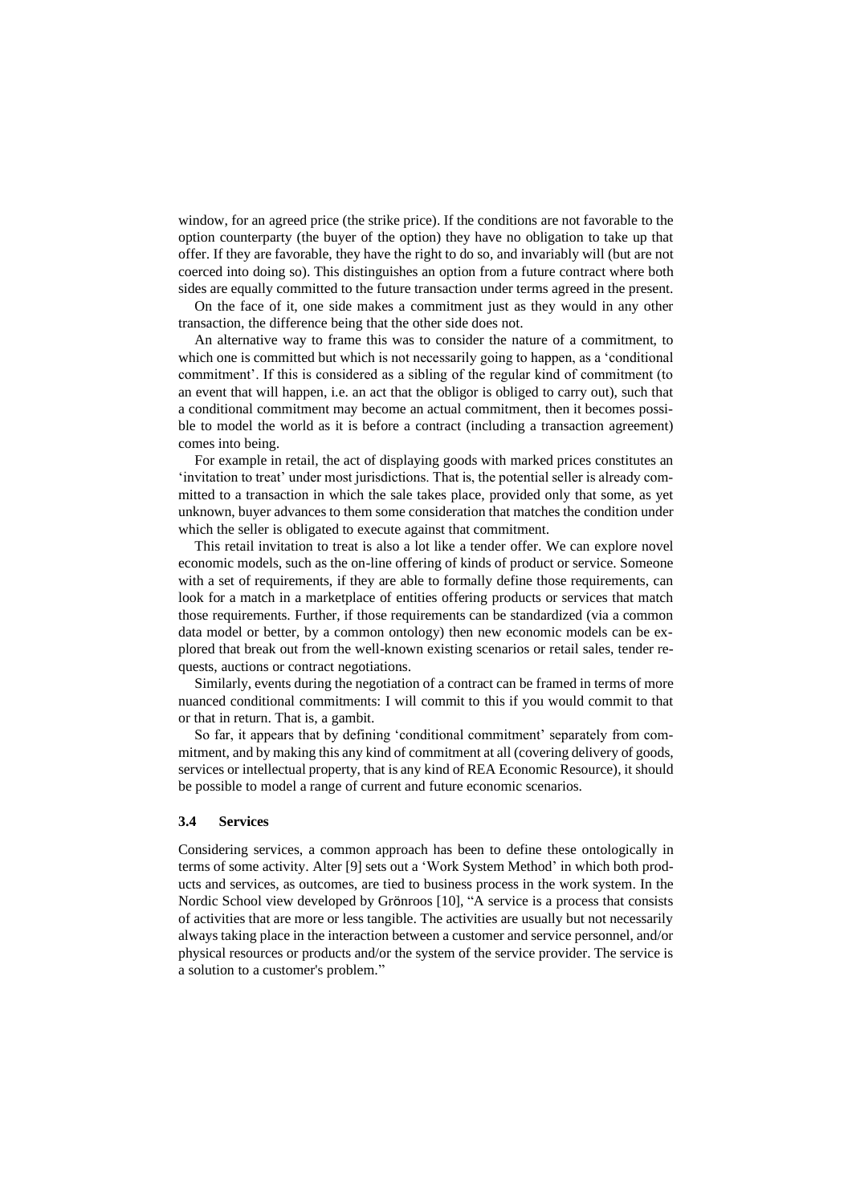window, for an agreed price (the strike price). If the conditions are not favorable to the option counterparty (the buyer of the option) they have no obligation to take up that offer. If they are favorable, they have the right to do so, and invariably will (but are not coerced into doing so). This distinguishes an option from a future contract where both sides are equally committed to the future transaction under terms agreed in the present.

On the face of it, one side makes a commitment just as they would in any other transaction, the difference being that the other side does not.

An alternative way to frame this was to consider the nature of a commitment, to which one is committed but which is not necessarily going to happen, as a 'conditional commitment'. If this is considered as a sibling of the regular kind of commitment (to an event that will happen, i.e. an act that the obligor is obliged to carry out), such that a conditional commitment may become an actual commitment, then it becomes possible to model the world as it is before a contract (including a transaction agreement) comes into being.

For example in retail, the act of displaying goods with marked prices constitutes an 'invitation to treat' under most jurisdictions. That is, the potential seller is already committed to a transaction in which the sale takes place, provided only that some, as yet unknown, buyer advances to them some consideration that matches the condition under which the seller is obligated to execute against that commitment.

This retail invitation to treat is also a lot like a tender offer. We can explore novel economic models, such as the on-line offering of kinds of product or service. Someone with a set of requirements, if they are able to formally define those requirements, can look for a match in a marketplace of entities offering products or services that match those requirements. Further, if those requirements can be standardized (via a common data model or better, by a common ontology) then new economic models can be explored that break out from the well-known existing scenarios or retail sales, tender requests, auctions or contract negotiations.

Similarly, events during the negotiation of a contract can be framed in terms of more nuanced conditional commitments: I will commit to this if you would commit to that or that in return. That is, a gambit.

So far, it appears that by defining 'conditional commitment' separately from commitment, and by making this any kind of commitment at all (covering delivery of goods, services or intellectual property, that is any kind of REA Economic Resource), it should be possible to model a range of current and future economic scenarios.

### 3.4 Services

Considering services, a common approach has been to define these ontologically in terms of some activity. Alter [9] sets out a 'Work System Method' in which both products and services, as outcomes, are tied to business process in the work system. In the Nordic School view developed by Grönroos [10], "A service is a process that consists of activities that are more or less tangible. The activities are usually but not necessarily always taking place in the interaction between a customer and service personnel, and/or physical resources or products and/or the system of the service provider. The service is a solution to a customer's problem."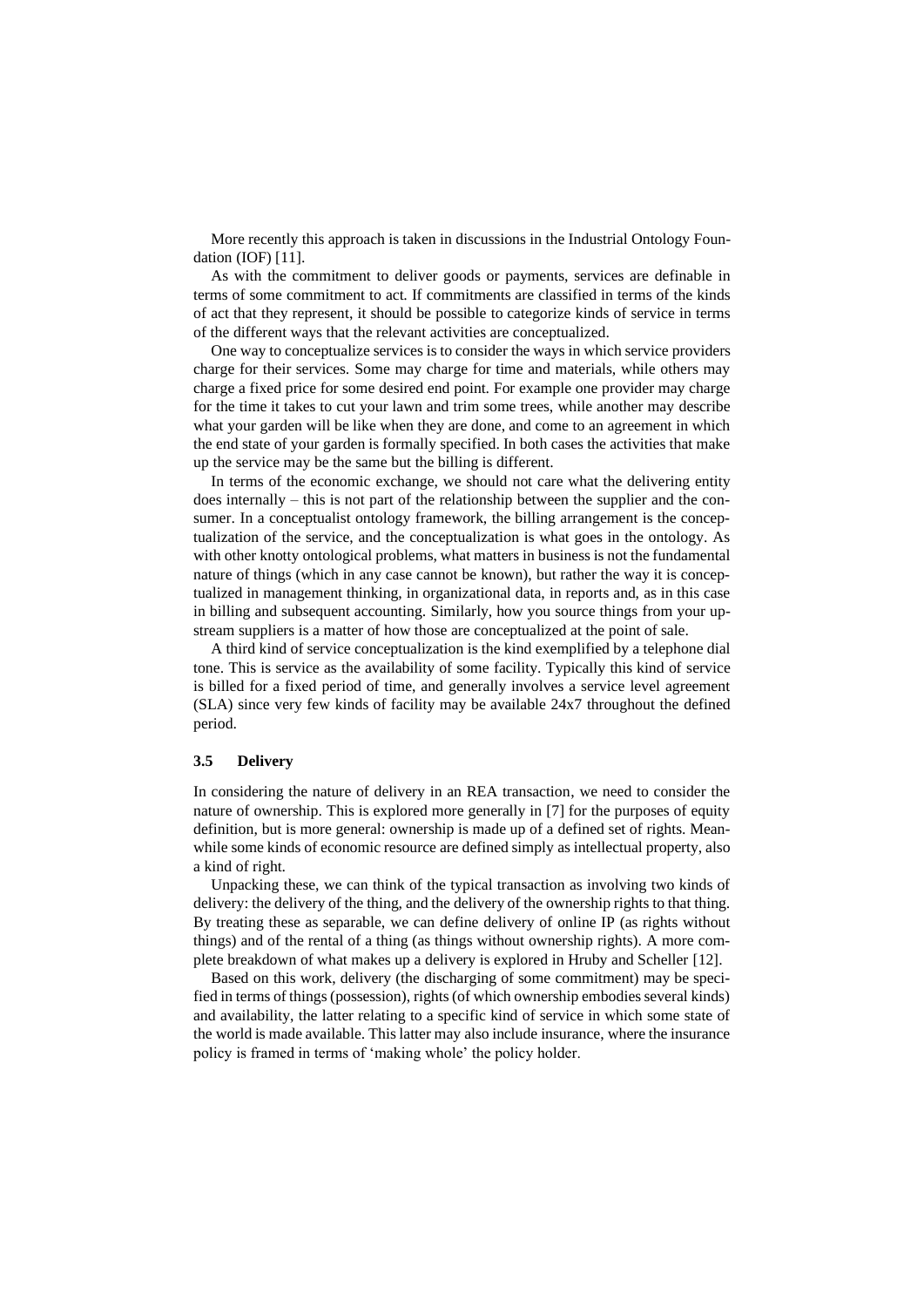More recently this approach is taken in discussions in the Industrial Ontology Foundation (IOF) [11].

As with the commitment to deliver goods or payments, services are definable in terms of some commitment to act. If commitments are classified in terms of the kinds of act that they represent, it should be possible to categorize kinds of service in terms of the different ways that the relevant activities are conceptualized.

One way to conceptualize services is to consider the ways in which service providers charge for their services. Some may charge for time and materials, while others may charge a fixed price for some desired end point. For example one provider may charge for the time it takes to cut your lawn and trim some trees, while another may describe what your garden will be like when they are done, and come to an agreement in which the end state of your garden is formally specified. In both cases the activities that make up the service may be the same but the billing is different.

In terms of the economic exchange, we should not care what the delivering entity does internally – this is not part of the relationship between the supplier and the consumer. In a conceptualist ontology framework, the billing arrangement is the conceptualization of the service, and the conceptualization is what goes in the ontology. As with other knotty ontological problems, what matters in business is not the fundamental nature of things (which in any case cannot be known), but rather the way it is conceptualized in management thinking, in organizational data, in reports and, as in this case in billing and subsequent accounting. Similarly, how you source things from your upstream suppliers is a matter of how those are conceptualized at the point of sale.

A third kind of service conceptualization is the kind exemplified by a telephone dial tone. This is service as the availability of some facility. Typically this kind of service is billed for a fixed period of time, and generally involves a service level agreement (SLA) since very few kinds of facility may be available 24x7 throughout the defined period.

### 3.5 Delivery

In considering the nature of delivery in an REA transaction, we need to consider the nature of ownership. This is explored more generally in [7] for the purposes of equity definition, but is more general: ownership is made up of a defined set of rights. Meanwhile some kinds of economic resource are defined simply as intellectual property, also a kind of right.

Unpacking these, we can think of the typical transaction as involving two kinds of delivery: the delivery of the thing, and the delivery of the ownership rights to that thing. By treating these as separable, we can define delivery of online IP (as rights without things) and of the rental of a thing (as things without ownership rights). A more complete breakdown of what makes up a delivery is explored in Hruby and Scheller [12].

Based on this work, delivery (the discharging of some commitment) may be specified in terms of things (possession), rights (of which ownership embodies several kinds) and availability, the latter relating to a specific kind of service in which some state of the world is made available. This latter may also include insurance, where the insurance policy is framed in terms of 'making whole' the policy holder.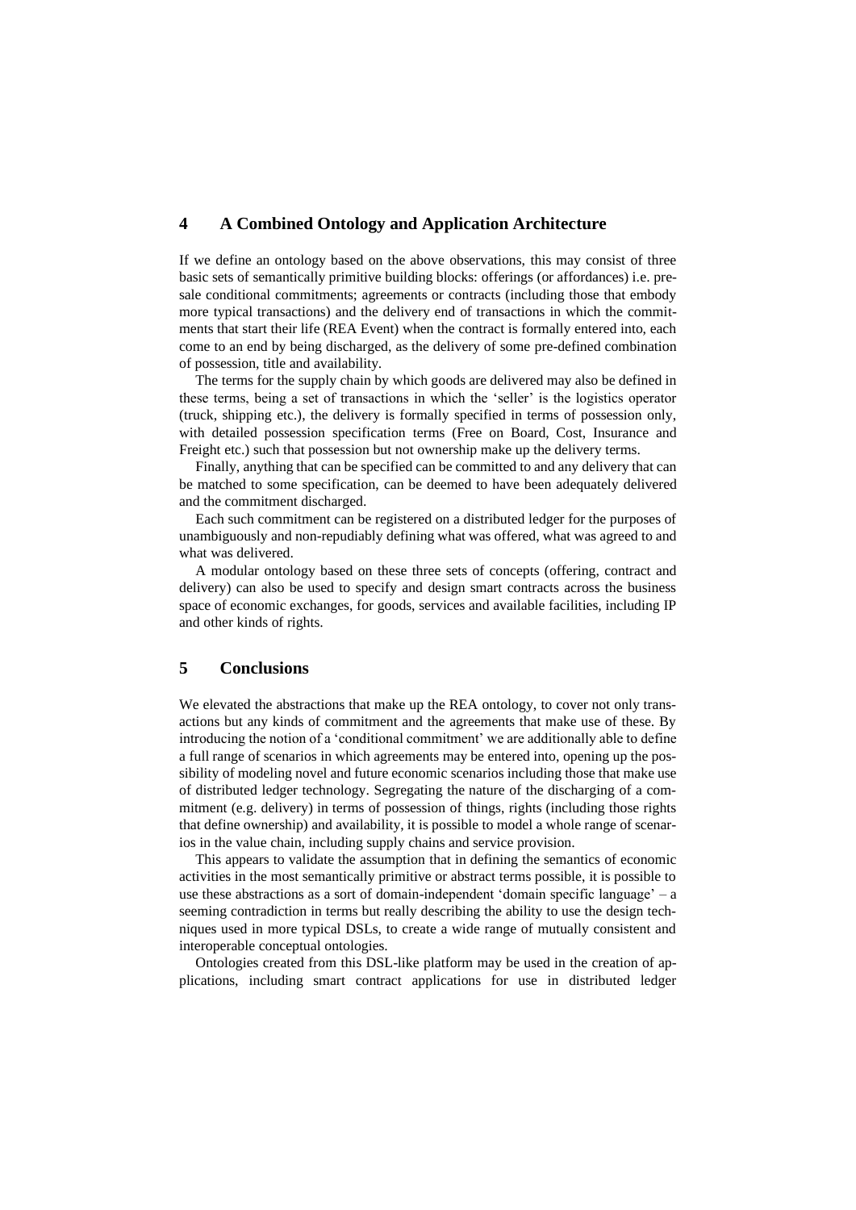## 4 A Combined Ontology and Application Architecture

If we define an ontology based on the above observations, this may consist of three basic sets of semantically primitive building blocks: offerings (or affordances) i.e. pre-sale conditional commitments; agreements or contracts (including those that embody more typical transactions) and the delivery end of transactions in which the commitments that start their life (REA Event) when the contract is formally entered into, each come to an end by being discharged, as the delivery of some pre-defined combination of possession, title and availability.

The terms for the supply chain by which goods are delivered may also be defined in these terms, being a set of transactions in which the 'seller' is the logistics operator (truck, shipping etc.), the delivery is formally specified in terms of possession only, with detailed possession specification terms (Free on Board, Cost, Insurance and Freight etc.) such that possession but not ownership make up the delivery terms.

Finally, anything that can be specified can be committed to and any delivery that can be matched to some specification, can be deemed to have been adequately delivered and the commitment discharged.

Each such commitment can be registered on a distributed ledger for the purposes of unambiguously and non-repudiably defining what was offered, what was agreed to and what was delivered.

A modular ontology based on these three sets of concepts (offering, contract and delivery) can also be used to specify and design smart contracts across the business space of economic exchanges, for goods, services and available facilities, including IP and other kinds of rights.

## 5 Conclusions

We elevated the abstractions that make up the REA ontology, to cover not only transactions but any kinds of commitment and the agreements that make use of these. By introducing the notion of a 'conditional commitment' we are additionally able to define a full range of scenarios in which agreements may be entered into, opening up the possibility of modeling novel and future economic scenarios including those that make use of distributed ledger technology. Segregating the nature of the discharging of a commitment (e.g. delivery) in terms of possession of things, rights (including those rights that define ownership) and availability, it is possible to model a whole range of scenarios in the value chain, including supply chains and service provision.

This appears to validate the assumption that in defining the semantics of economic activities in the most semantically primitive or abstract terms possible, it is possible to use these abstractions as a sort of domain-independent 'domain specific language' – a seeming contradiction in terms but really describing the ability to use the design techniques used in more typical DSLs, to create a wide range of mutually consistent and interoperable conceptual ontologies.

Ontologies created from this DSL-like platform may be used in the creation of applications, including smart contract applications for use in distributed ledger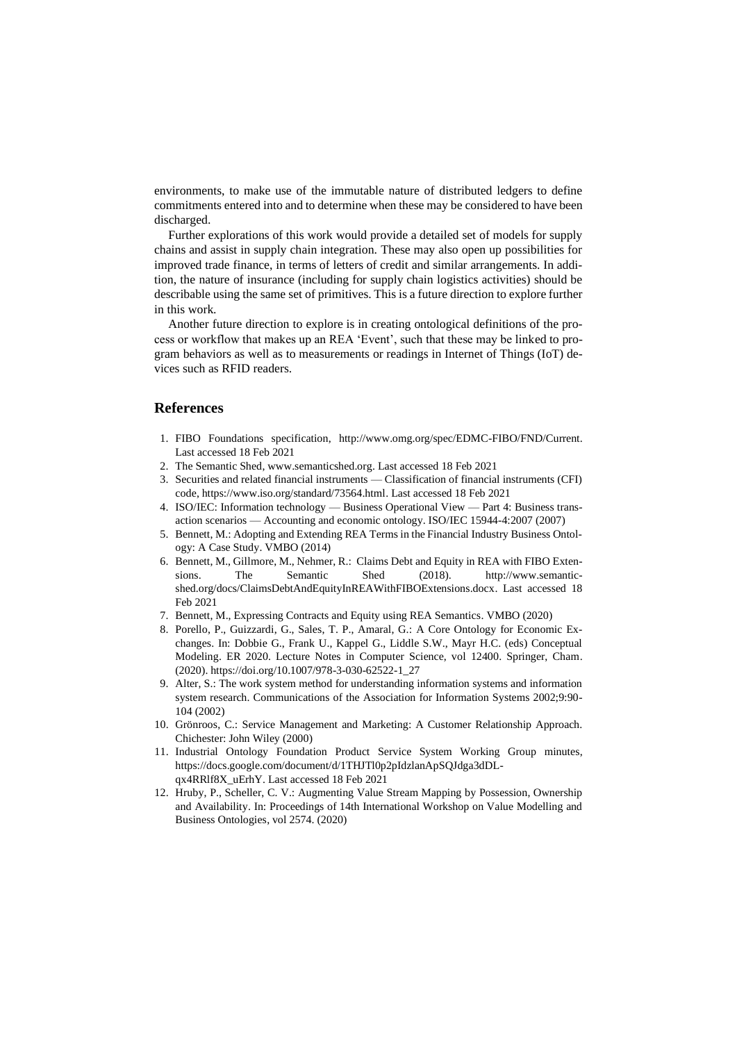environments, to make use of the immutable nature of distributed ledgers to define commitments entered into and to determine when these may be considered to have been discharged.

Further explorations of this work would provide a detailed set of models for supply chains and assist in supply chain integration. These may also open up possibilities for improved trade finance, in terms of letters of credit and similar arrangements. In addition, the nature of insurance (including for supply chain logistics activities) should be describable using the same set of primitives. This is a future direction to explore further in this work.

Another future direction to explore is in creating ontological definitions of the process or workflow that makes up an REA 'Event', such that these may be linked to program behaviors as well as to measurements or readings in Internet of Things (IoT) devices such as RFID readers.

## References

1. FIBO Foundations specification, http://www.omg.org/spec/EDMC-FIBO/FND/Current. Last accessed 18 Feb 2021
2. The Semantic Shed, www.semanticshed.org. Last accessed 18 Feb 2021
3. Securities and related financial instruments — Classification of financial instruments (CFI) code, https://www.iso.org/standard/73564.html. Last accessed 18 Feb 2021
4. ISO/IEC: Information technology — Business Operational View — Part 4: Business transaction scenarios — Accounting and economic ontology. ISO/IEC 15944-4:2007 (2007)
5. Bennett, M.: Adopting and Extending REA Terms in the Financial Industry Business Ontology: A Case Study. VMBO (2014)
6. Bennett, M., Gillmore, M., Nehmer, R.: Claims Debt and Equity in REA with FIBO Extensions. The Semantic Shed (2018). http://www.semanticshed.org/docs/ClaimsDebtAndEquityInREAWithFIBOExtensions.docx. Last accessed 18 Feb 2021
7. Bennett, M., Expressing Contracts and Equity using REA Semantics. VMBO (2020)
8. Porello, P., Guizzardi, G., Sales, T. P., Amaral, G.: A Core Ontology for Economic Exchanges. In: Dobbie G., Frank U., Kappel G., Liddle S.W., Mayr H.C. (eds) Conceptual Modeling. ER 2020. Lecture Notes in Computer Science, vol 12400. Springer, Cham. (2020). https://doi.org/10.1007/978-3-030-62522-1_27
9. Alter, S.: The work system method for understanding information systems and information system research. Communications of the Association for Information Systems 2002;9:90-104 (2002)
10. Grönroos, C.: Service Management and Marketing: A Customer Relationship Approach. Chichester: John Wiley (2000)
11. Industrial Ontology Foundation Product Service System Working Group minutes, https://docs.google.com/document/d/1THJTl0p2pIdzlanApSQJdga3dDL-qx4RRlf8X_uErhY. Last accessed 18 Feb 2021
12. Hruby, P., Scheller, C. V.: Augmenting Value Stream Mapping by Possession, Ownership and Availability. In: Proceedings of 14th International Workshop on Value Modelling and Business Ontologies, vol 2574. (2020)